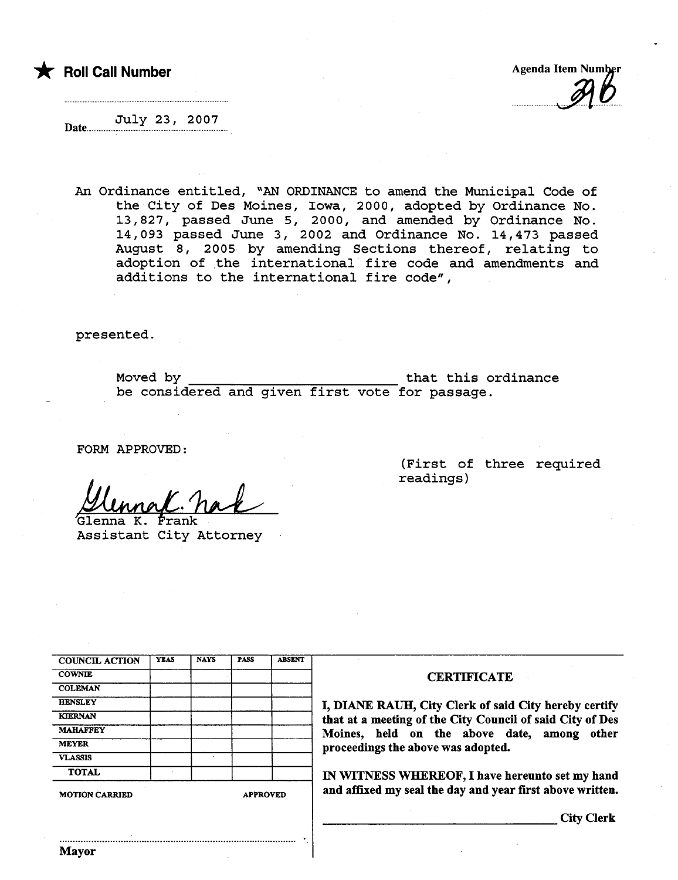★ **Roll Call Number**

Agenda Item Number 39B

Date July 23, 2007

An Ordinance entitled, "AN ORDINANCE to amend the Municipal Code of the City of Des Moines, Iowa, 2000, adopted by Ordinance No. 13,827, passed June 5, 2000, and amended by Ordinance No. 14,093 passed June 3, 2002 and Ordinance No. 14,473 passed August 8, 2005 by amending Sections thereof, relating to adoption of the international fire code and amendments and additions to the international fire code",

presented.

Moved by ________________________ that this ordinance be considered and given first vote for passage.

FORM APPROVED:

(First of three required readings)

Glenna K. Frank
Glenna K. Frank
Assistant City Attorney

| COUNCIL ACTION | YEAS | NAYS | PASS | ABSENT |
|---|---|---|---|---|
| COWNIE | | | | |
| COLEMAN | | | | |
| HENSLEY | | | | |
| KIERNAN | | | | |
| MAHAFFEY | | | | |
| MEYER | | | | |
| VLASSIS | | | | |
| TOTAL | | | | |

MOTION CARRIED APPROVED

.................................................................
Mayor

**CERTIFICATE**

I, DIANE RAUH, City Clerk of said City hereby certify that at a meeting of the City Council of said City of Des Moines, held on the above date, among other proceedings the above was adopted.

IN WITNESS WHEREOF, I have hereunto set my hand and affixed my seal the day and year first above written.

________________________________ City Clerk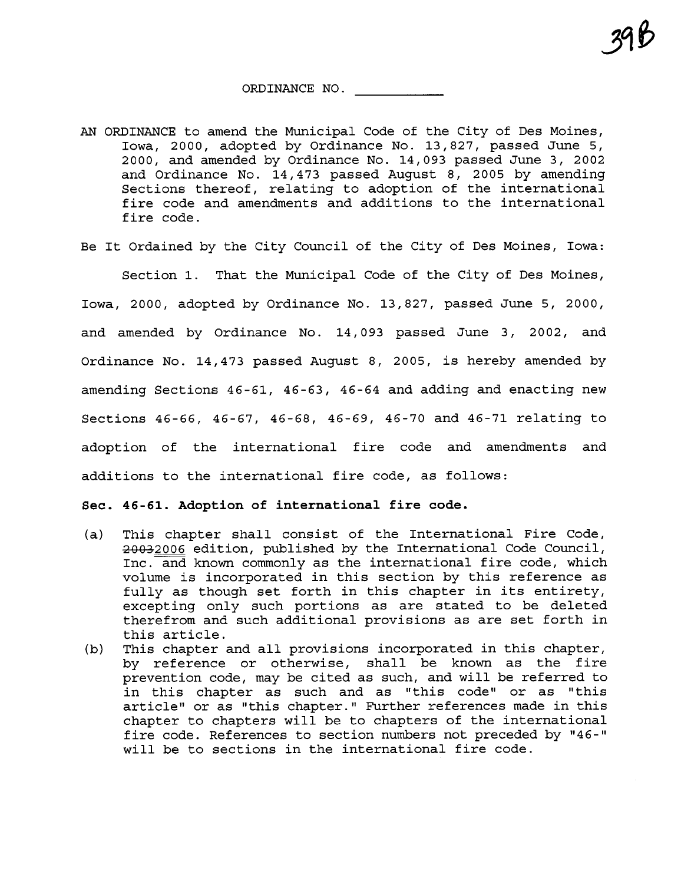ORDINANCE NO. ___________

AN ORDINANCE to amend the Municipal Code of the City of Des Moines, Iowa, 2000, adopted by Ordinance No. 13,827, passed June 5, 2000, and amended by Ordinance No. 14,093 passed June 3, 2002 and Ordinance No. 14,473 passed August 8, 2005 by amending Sections thereof, relating to adoption of the international fire code and amendments and additions to the international fire code.

Be It Ordained by the City Council of the City of Des Moines, Iowa:

Section 1. That the Municipal Code of the City of Des Moines, Iowa, 2000, adopted by Ordinance No. 13,827, passed June 5, 2000, and amended by Ordinance No. 14,093 passed June 3, 2002, and Ordinance No. 14,473 passed August 8, 2005, is hereby amended by amending Sections 46-61, 46-63, 46-64 and adding and enacting new Sections 46-66, 46-67, 46-68, 46-69, 46-70 and 46-71 relating to adoption of the international fire code and amendments and additions to the international fire code, as follows:

**Sec. 46-61. Adoption of international fire code.**

(a) This chapter shall consist of the International Fire Code, ~~2003~~2006 edition, published by the International Code Council, Inc. and known commonly as the international fire code, which volume is incorporated in this section by this reference as fully as though set forth in this chapter in its entirety, excepting only such portions as are stated to be deleted therefrom and such additional provisions as are set forth in this article.

(b) This chapter and all provisions incorporated in this chapter, by reference or otherwise, shall be known as the fire prevention code, may be cited as such, and will be referred to in this chapter as such and as "this code" or as "this article" or as "this chapter." Further references made in this chapter to chapters will be to chapters of the international fire code. References to section numbers not preceded by "46-" will be to sections in the international fire code.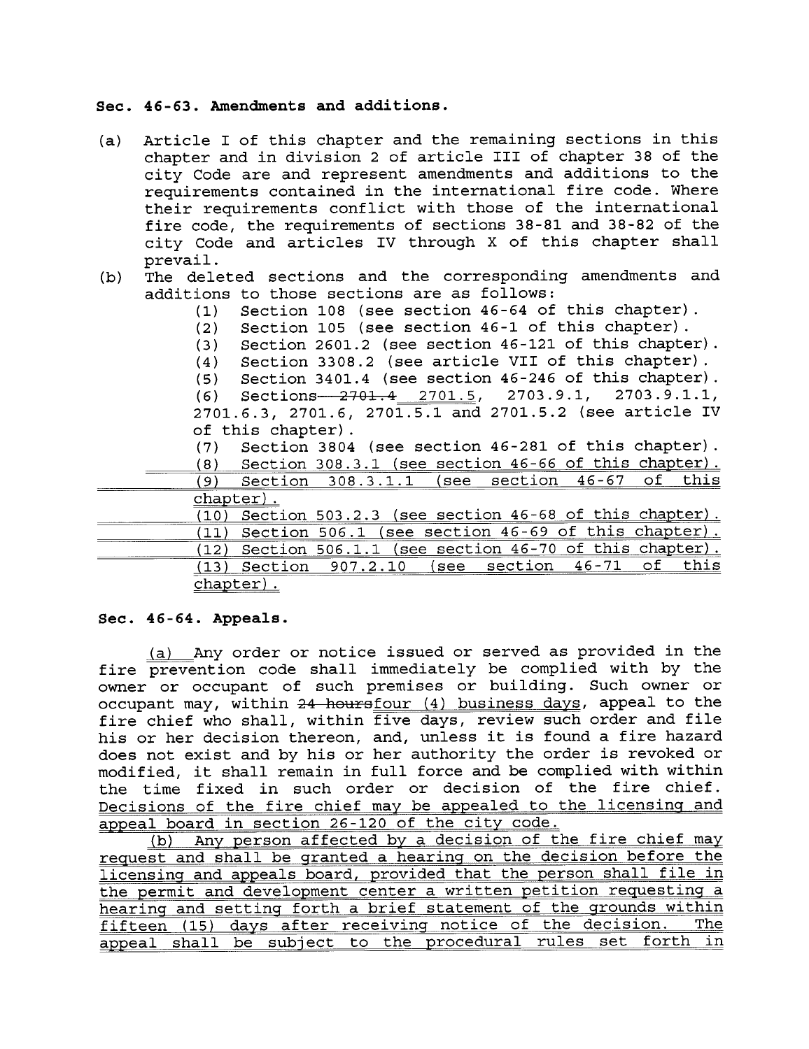**Sec. 46-63. Amendments and additions.**

(a) Article I of this chapter and the remaining sections in this chapter and in division 2 of article III of chapter 38 of the city Code are and represent amendments and additions to the requirements contained in the international fire code. Where their requirements conflict with those of the international fire code, the requirements of sections 38-81 and 38-82 of the city Code and articles IV through X of this chapter shall prevail.

(b) The deleted sections and the corresponding amendments and additions to those sections are as follows:

(1) Section 108 (see section 46-64 of this chapter).

(2) Section 105 (see section 46-1 of this chapter).

(3) Section 2601.2 (see section 46-121 of this chapter).

(4) Section 3308.2 (see article VII of this chapter).

(5) Section 3401.4 (see section 46-246 of this chapter).

(6) Sections ~~2701.4~~ <u>2701.5</u>, 2703.9.1, 2703.9.1.1, 2701.6.3, 2701.6, 2701.5.1 and 2701.5.2 (see article IV of this chapter).

(7) Section 3804 (see section 46-281 of this chapter).

<u>(8) Section 308.3.1 (see section 46-66 of this chapter).</u>

<u>(9) Section 308.3.1.1 (see section 46-67 of this chapter).</u>

<u>(10) Section 503.2.3 (see section 46-68 of this chapter).</u>

<u>(11) Section 506.1 (see section 46-69 of this chapter).</u>

<u>(12) Section 506.1.1 (see section 46-70 of this chapter).</u>

<u>(13) Section 907.2.10 (see section 46-71 of this chapter).</u>

**Sec. 46-64. Appeals.**

<u>(a)</u> Any order or notice issued or served as provided in the fire prevention code shall immediately be complied with by the owner or occupant of such premises or building. Such owner or occupant may, within ~~24 hours~~<u>four (4) business days</u>, appeal to the fire chief who shall, within five days, review such order and file his or her decision thereon, and, unless it is found a fire hazard does not exist and by his or her authority the order is revoked or modified, it shall remain in full force and be complied with within the time fixed in such order or decision of the fire chief. <u>Decisions of the fire chief may be appealed to the licensing and appeal board in section 26-120 of the city code.</u>

<u>(b) Any person affected by a decision of the fire chief may request and shall be granted a hearing on the decision before the licensing and appeals board, provided that the person shall file in the permit and development center a written petition requesting a hearing and setting forth a brief statement of the grounds within fifteen (15) days after receiving notice of the decision. The appeal shall be subject to the procedural rules set forth in</u>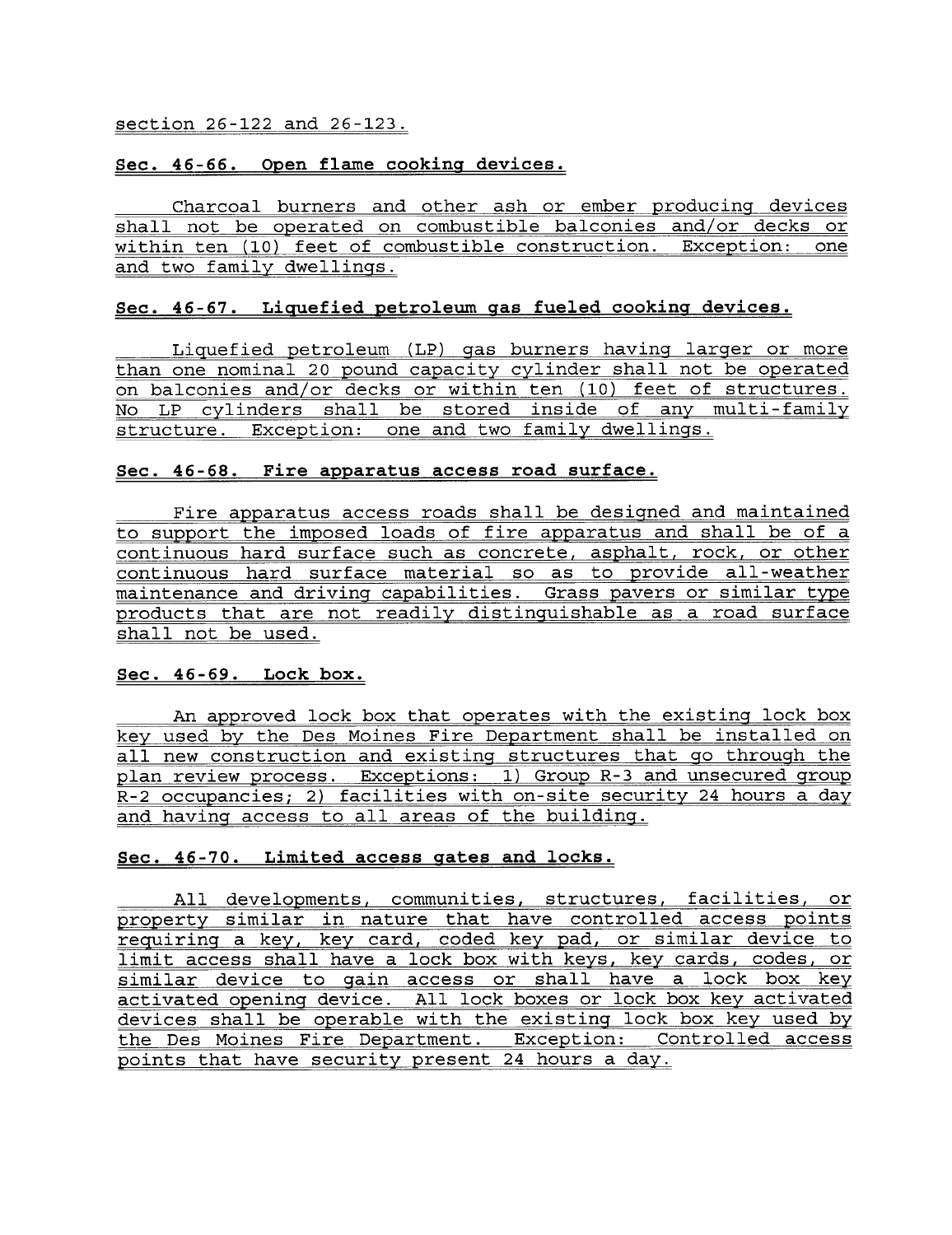section 26-122 and 26-123.

**Sec. 46-66. Open flame cooking devices.**

Charcoal burners and other ash or ember producing devices shall not be operated on combustible balconies and/or decks or within ten (10) feet of combustible construction. Exception: one and two family dwellings.

**Sec. 46-67. Liquefied petroleum gas fueled cooking devices.**

Liquefied petroleum (LP) gas burners having larger or more than one nominal 20 pound capacity cylinder shall not be operated on balconies and/or decks or within ten (10) feet of structures. No LP cylinders shall be stored inside of any multi-family structure. Exception: one and two family dwellings.

**Sec. 46-68. Fire apparatus access road surface.**

Fire apparatus access roads shall be designed and maintained to support the imposed loads of fire apparatus and shall be of a continuous hard surface such as concrete, asphalt, rock, or other continuous hard surface material so as to provide all-weather maintenance and driving capabilities. Grass pavers or similar type products that are not readily distinguishable as a road surface shall not be used.

**Sec. 46-69. Lock box.**

An approved lock box that operates with the existing lock box key used by the Des Moines Fire Department shall be installed on all new construction and existing structures that go through the plan review process. Exceptions: 1) Group R-3 and unsecured group R-2 occupancies; 2) facilities with on-site security 24 hours a day and having access to all areas of the building.

**Sec. 46-70. Limited access gates and locks.**

All developments, communities, structures, facilities, or property similar in nature that have controlled access points requiring a key, key card, coded key pad, or similar device to limit access shall have a lock box with keys, key cards, codes, or similar device to gain access or shall have a lock box key activated opening device. All lock boxes or lock box key activated devices shall be operable with the existing lock box key used by the Des Moines Fire Department. Exception: Controlled access points that have security present 24 hours a day.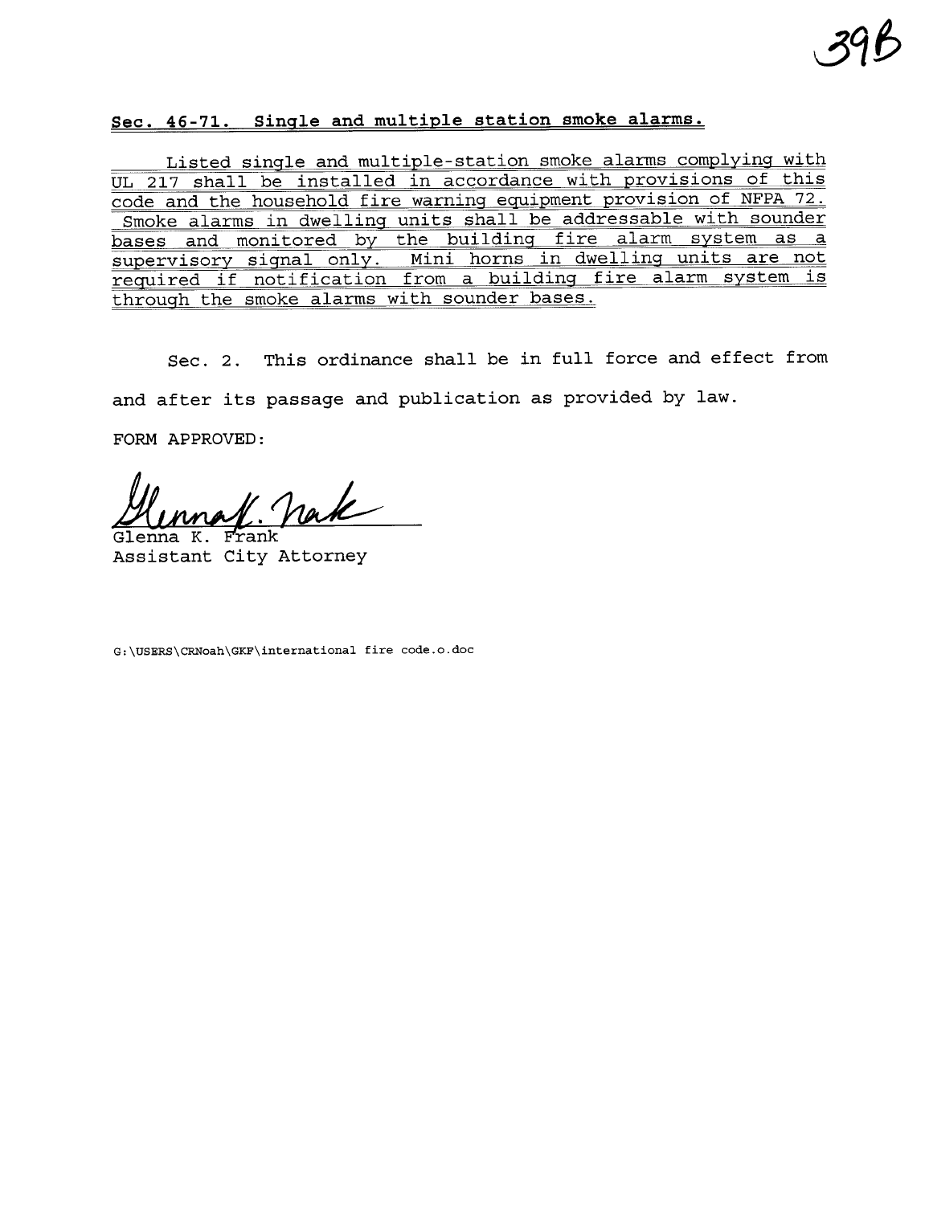39B

**Sec. 46-71. Single and multiple station smoke alarms.**

Listed single and multiple-station smoke alarms complying with UL 217 shall be installed in accordance with provisions of this code and the household fire warning equipment provision of NFPA 72. Smoke alarms in dwelling units shall be addressable with sounder bases and monitored by the building fire alarm system as a supervisory signal only. Mini horns in dwelling units are not required if notification from a building fire alarm system is through the smoke alarms with sounder bases.

Sec. 2. This ordinance shall be in full force and effect from and after its passage and publication as provided by law.

FORM APPROVED:

Glenna K. Frank
Assistant City Attorney

G:\USERS\CRNoah\GKF\international fire code.o.doc